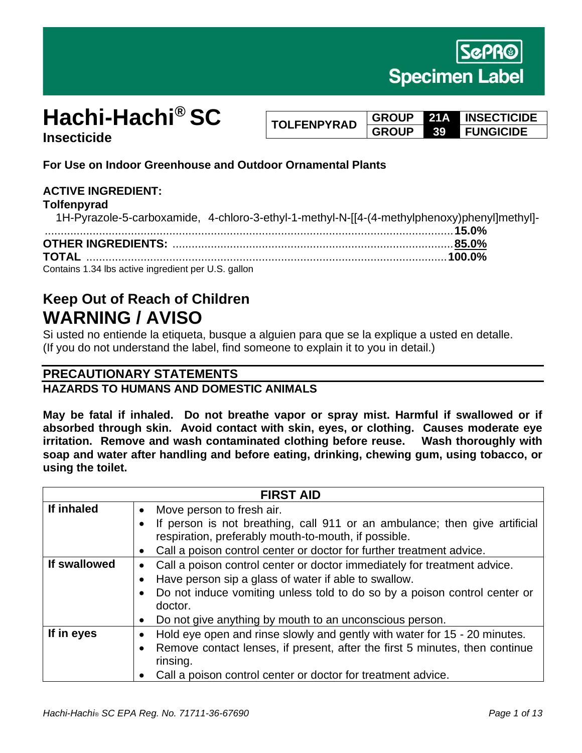SePRO

Specimen Label

# Hachi-Hachi® SC

**Insecticide**

| TOLFENPYRAD | GROUP | 21A | INSECTICIDE |
|---|---|---|---|
| | GROUP | 39 | FUNGICIDE |

**For Use on Indoor Greenhouse and Outdoor Ornamental Plants**

**ACTIVE INGREDIENT:**

**Tolfenpyrad**

1H-Pyrazole-5-carboxamide, 4-chloro-3-ethyl-1-methyl-N-[[4-(4-methylphenoxy)phenyl]methyl]- ........ **15.0%**

**OTHER INGREDIENTS:** ........ **85.0%**

**TOTAL** ........ **100.0%**

Contains 1.34 lbs active ingredient per U.S. gallon

## Keep Out of Reach of Children

# WARNING / AVISO

Si usted no entiende la etiqueta, busque a alguien para que se la explique a usted en detalle. (If you do not understand the label, find someone to explain it to you in detail.)

## PRECAUTIONARY STATEMENTS

### HAZARDS TO HUMANS AND DOMESTIC ANIMALS

**May be fatal if inhaled. Do not breathe vapor or spray mist. Harmful if swallowed or if absorbed through skin. Avoid contact with skin, eyes, or clothing. Causes moderate eye irritation. Remove and wash contaminated clothing before reuse. Wash thoroughly with soap and water after handling and before eating, drinking, chewing gum, using tobacco, or using the toilet.**

| FIRST AID | |
|---|---|
| **If inhaled** | • Move person to fresh air.<br>• If person is not breathing, call 911 or an ambulance; then give artificial respiration, preferably mouth-to-mouth, if possible.<br>• Call a poison control center or doctor for further treatment advice. |
| **If swallowed** | • Call a poison control center or doctor immediately for treatment advice.<br>• Have person sip a glass of water if able to swallow.<br>• Do not induce vomiting unless told to do so by a poison control center or doctor.<br>• Do not give anything by mouth to an unconscious person. |
| **If in eyes** | • Hold eye open and rinse slowly and gently with water for 15 - 20 minutes.<br>• Remove contact lenses, if present, after the first 5 minutes, then continue rinsing.<br>• Call a poison control center or doctor for treatment advice. |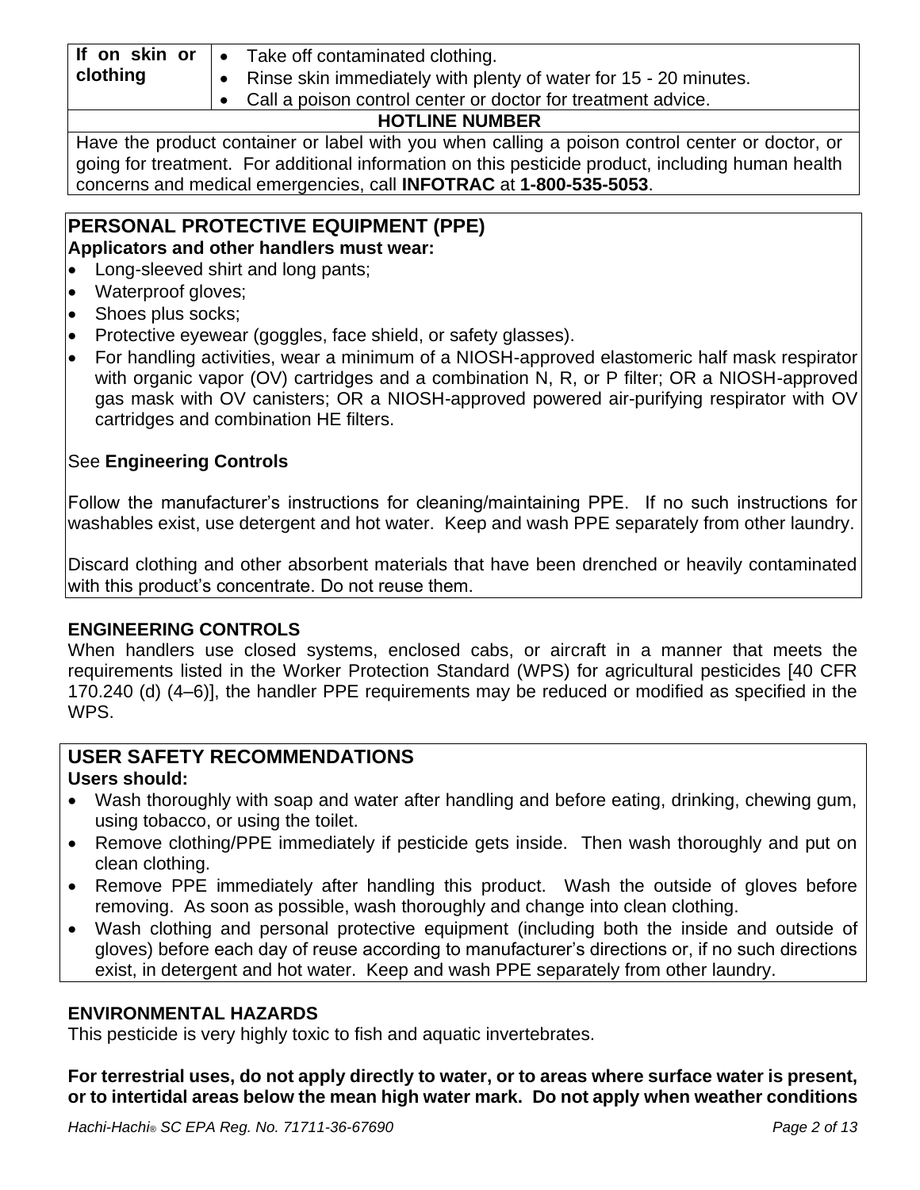| If on skin or clothing | • Take off contaminated clothing.<br>• Rinse skin immediately with plenty of water for 15 - 20 minutes.<br>• Call a poison control center or doctor for treatment advice. |
|---|---|
| **HOTLINE NUMBER** | |
| Have the product container or label with you when calling a poison control center or doctor, or going for treatment. For additional information on this pesticide product, including human health concerns and medical emergencies, call **INFOTRAC** at **1-800-535-5053**. | |

## PERSONAL PROTECTIVE EQUIPMENT (PPE)

**Applicators and other handlers must wear:**

- Long-sleeved shirt and long pants;
- Waterproof gloves;
- Shoes plus socks;
- Protective eyewear (goggles, face shield, or safety glasses).
- For handling activities, wear a minimum of a NIOSH-approved elastomeric half mask respirator with organic vapor (OV) cartridges and a combination N, R, or P filter; OR a NIOSH-approved gas mask with OV canisters; OR a NIOSH-approved powered air-purifying respirator with OV cartridges and combination HE filters.

See **Engineering Controls**

Follow the manufacturer's instructions for cleaning/maintaining PPE. If no such instructions for washables exist, use detergent and hot water. Keep and wash PPE separately from other laundry.

Discard clothing and other absorbent materials that have been drenched or heavily contaminated with this product's concentrate. Do not reuse them.

### ENGINEERING CONTROLS

When handlers use closed systems, enclosed cabs, or aircraft in a manner that meets the requirements listed in the Worker Protection Standard (WPS) for agricultural pesticides [40 CFR 170.240 (d) (4–6)], the handler PPE requirements may be reduced or modified as specified in the WPS.

## USER SAFETY RECOMMENDATIONS

**Users should:**

- Wash thoroughly with soap and water after handling and before eating, drinking, chewing gum, using tobacco, or using the toilet.
- Remove clothing/PPE immediately if pesticide gets inside. Then wash thoroughly and put on clean clothing.
- Remove PPE immediately after handling this product. Wash the outside of gloves before removing. As soon as possible, wash thoroughly and change into clean clothing.
- Wash clothing and personal protective equipment (including both the inside and outside of gloves) before each day of reuse according to manufacturer's directions or, if no such directions exist, in detergent and hot water. Keep and wash PPE separately from other laundry.

### ENVIRONMENTAL HAZARDS

This pesticide is very highly toxic to fish and aquatic invertebrates.

**For terrestrial uses, do not apply directly to water, or to areas where surface water is present, or to intertidal areas below the mean high water mark. Do not apply when weather conditions**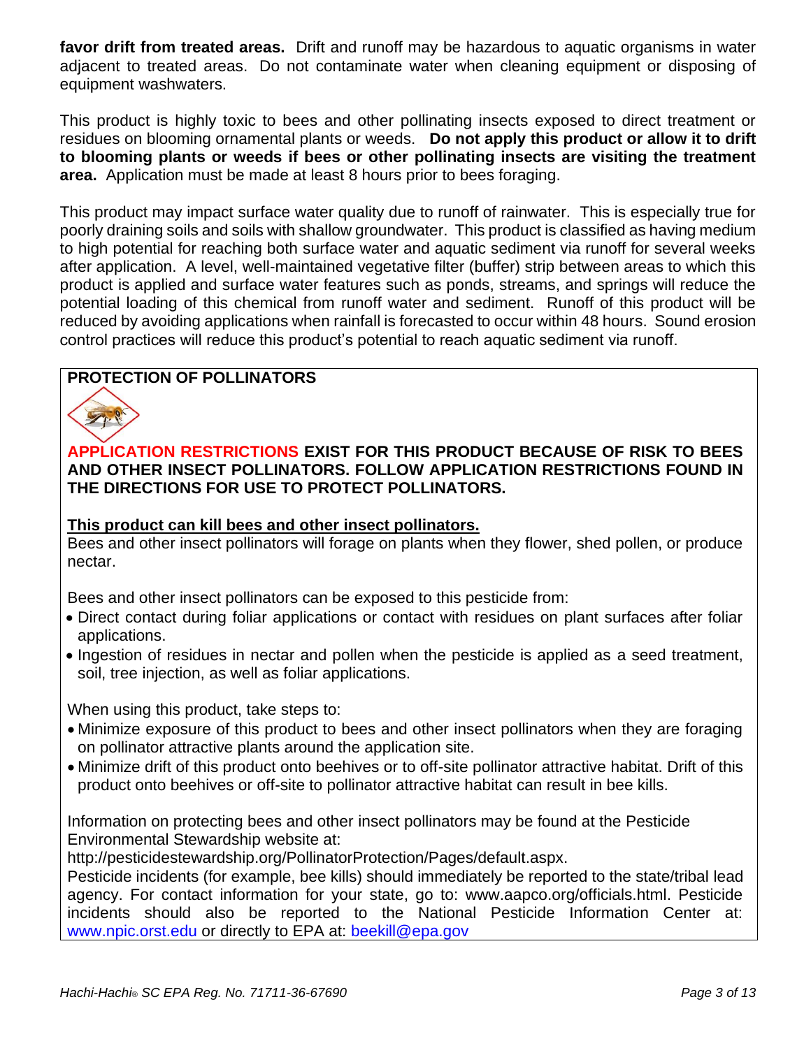**favor drift from treated areas.** Drift and runoff may be hazardous to aquatic organisms in water adjacent to treated areas. Do not contaminate water when cleaning equipment or disposing of equipment washwaters.

This product is highly toxic to bees and other pollinating insects exposed to direct treatment or residues on blooming ornamental plants or weeds. **Do not apply this product or allow it to drift to blooming plants or weeds if bees or other pollinating insects are visiting the treatment area.** Application must be made at least 8 hours prior to bees foraging.

This product may impact surface water quality due to runoff of rainwater. This is especially true for poorly draining soils and soils with shallow groundwater. This product is classified as having medium to high potential for reaching both surface water and aquatic sediment via runoff for several weeks after application. A level, well-maintained vegetative filter (buffer) strip between areas to which this product is applied and surface water features such as ponds, streams, and springs will reduce the potential loading of this chemical from runoff water and sediment. Runoff of this product will be reduced by avoiding applications when rainfall is forecasted to occur within 48 hours. Sound erosion control practices will reduce this product's potential to reach aquatic sediment via runoff.

**PROTECTION OF POLLINATORS**

**APPLICATION RESTRICTIONS EXIST FOR THIS PRODUCT BECAUSE OF RISK TO BEES AND OTHER INSECT POLLINATORS. FOLLOW APPLICATION RESTRICTIONS FOUND IN THE DIRECTIONS FOR USE TO PROTECT POLLINATORS.**

**This product can kill bees and other insect pollinators.**

Bees and other insect pollinators will forage on plants when they flower, shed pollen, or produce nectar.

Bees and other insect pollinators can be exposed to this pesticide from:

- Direct contact during foliar applications or contact with residues on plant surfaces after foliar applications.
- Ingestion of residues in nectar and pollen when the pesticide is applied as a seed treatment, soil, tree injection, as well as foliar applications.

When using this product, take steps to:

- Minimize exposure of this product to bees and other insect pollinators when they are foraging on pollinator attractive plants around the application site.
- Minimize drift of this product onto beehives or to off-site pollinator attractive habitat. Drift of this product onto beehives or off-site to pollinator attractive habitat can result in bee kills.

Information on protecting bees and other insect pollinators may be found at the Pesticide Environmental Stewardship website at:
http://pesticidestewardship.org/PollinatorProtection/Pages/default.aspx.
Pesticide incidents (for example, bee kills) should immediately be reported to the state/tribal lead agency. For contact information for your state, go to: www.aapco.org/officials.html. Pesticide incidents should also be reported to the National Pesticide Information Center at: www.npic.orst.edu or directly to EPA at: beekill@epa.gov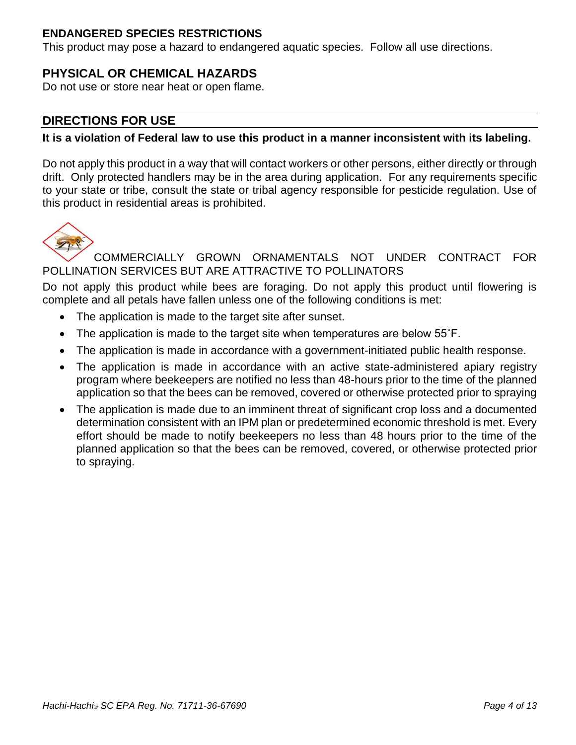## ENDANGERED SPECIES RESTRICTIONS

This product may pose a hazard to endangered aquatic species. Follow all use directions.

## PHYSICAL OR CHEMICAL HAZARDS

Do not use or store near heat or open flame.

## DIRECTIONS FOR USE

**It is a violation of Federal law to use this product in a manner inconsistent with its labeling.**

Do not apply this product in a way that will contact workers or other persons, either directly or through drift. Only protected handlers may be in the area during application. For any requirements specific to your state or tribe, consult the state or tribal agency responsible for pesticide regulation. Use of this product in residential areas is prohibited.

COMMERCIALLY GROWN ORNAMENTALS NOT UNDER CONTRACT FOR POLLINATION SERVICES BUT ARE ATTRACTIVE TO POLLINATORS

Do not apply this product while bees are foraging. Do not apply this product until flowering is complete and all petals have fallen unless one of the following conditions is met:

- The application is made to the target site after sunset.
- The application is made to the target site when temperatures are below 55˚F.
- The application is made in accordance with a government-initiated public health response.
- The application is made in accordance with an active state-administered apiary registry program where beekeepers are notified no less than 48-hours prior to the time of the planned application so that the bees can be removed, covered or otherwise protected prior to spraying
- The application is made due to an imminent threat of significant crop loss and a documented determination consistent with an IPM plan or predetermined economic threshold is met. Every effort should be made to notify beekeepers no less than 48 hours prior to the time of the planned application so that the bees can be removed, covered, or otherwise protected prior to spraying.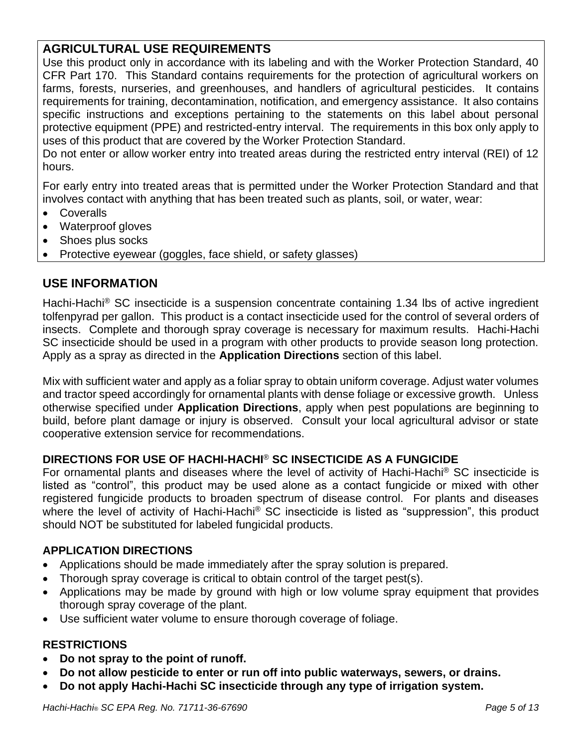## AGRICULTURAL USE REQUIREMENTS

Use this product only in accordance with its labeling and with the Worker Protection Standard, 40 CFR Part 170. This Standard contains requirements for the protection of agricultural workers on farms, forests, nurseries, and greenhouses, and handlers of agricultural pesticides. It contains requirements for training, decontamination, notification, and emergency assistance. It also contains specific instructions and exceptions pertaining to the statements on this label about personal protective equipment (PPE) and restricted-entry interval. The requirements in this box only apply to uses of this product that are covered by the Worker Protection Standard.

Do not enter or allow worker entry into treated areas during the restricted entry interval (REI) of 12 hours.

For early entry into treated areas that is permitted under the Worker Protection Standard and that involves contact with anything that has been treated such as plants, soil, or water, wear:

- Coveralls
- Waterproof gloves
- Shoes plus socks
- Protective eyewear (goggles, face shield, or safety glasses)

## USE INFORMATION

Hachi-Hachi® SC insecticide is a suspension concentrate containing 1.34 lbs of active ingredient tolfenpyrad per gallon. This product is a contact insecticide used for the control of several orders of insects. Complete and thorough spray coverage is necessary for maximum results. Hachi-Hachi SC insecticide should be used in a program with other products to provide season long protection. Apply as a spray as directed in the **Application Directions** section of this label.

Mix with sufficient water and apply as a foliar spray to obtain uniform coverage. Adjust water volumes and tractor speed accordingly for ornamental plants with dense foliage or excessive growth. Unless otherwise specified under **Application Directions**, apply when pest populations are beginning to build, before plant damage or injury is observed. Consult your local agricultural advisor or state cooperative extension service for recommendations.

### DIRECTIONS FOR USE OF HACHI-HACHI® SC INSECTICIDE AS A FUNGICIDE

For ornamental plants and diseases where the level of activity of Hachi-Hachi® SC insecticide is listed as "control", this product may be used alone as a contact fungicide or mixed with other registered fungicide products to broaden spectrum of disease control. For plants and diseases where the level of activity of Hachi-Hachi® SC insecticide is listed as "suppression", this product should NOT be substituted for labeled fungicidal products.

### APPLICATION DIRECTIONS

- Applications should be made immediately after the spray solution is prepared.
- Thorough spray coverage is critical to obtain control of the target pest(s).
- Applications may be made by ground with high or low volume spray equipment that provides thorough spray coverage of the plant.
- Use sufficient water volume to ensure thorough coverage of foliage.

### RESTRICTIONS

- **Do not spray to the point of runoff.**
- **Do not allow pesticide to enter or run off into public waterways, sewers, or drains.**
- **Do not apply Hachi-Hachi SC insecticide through any type of irrigation system.**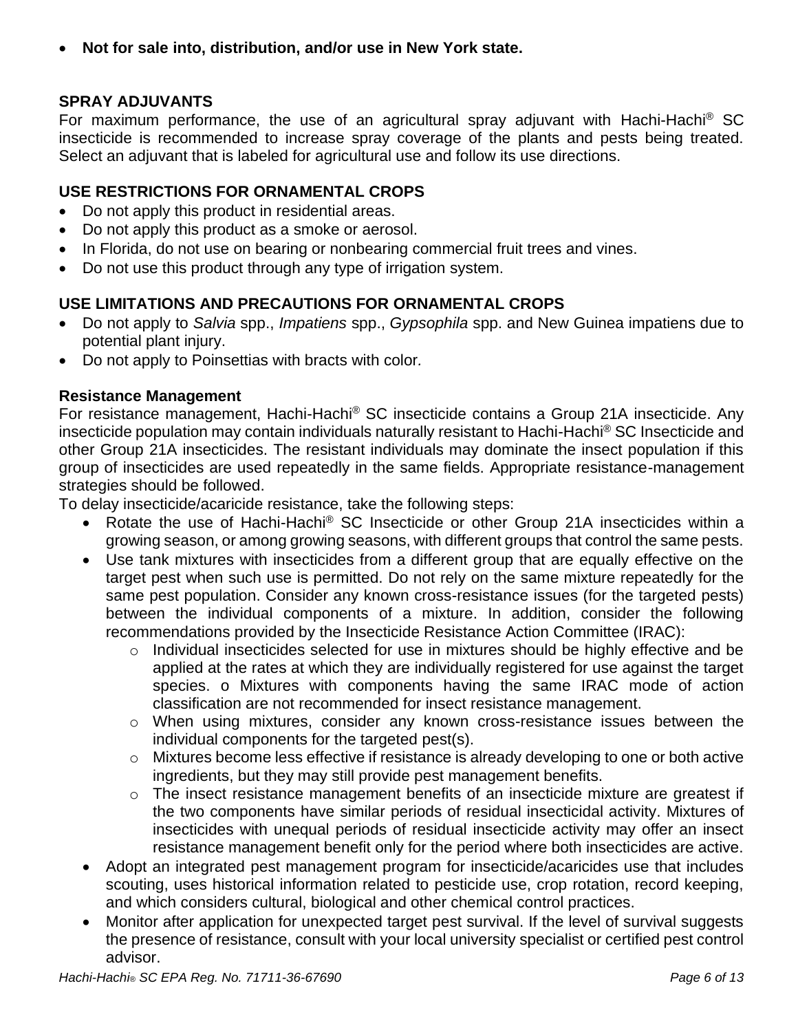- **Not for sale into, distribution, and/or use in New York state.**

## SPRAY ADJUVANTS

For maximum performance, the use of an agricultural spray adjuvant with Hachi-Hachi® SC insecticide is recommended to increase spray coverage of the plants and pests being treated. Select an adjuvant that is labeled for agricultural use and follow its use directions.

## USE RESTRICTIONS FOR ORNAMENTAL CROPS

- Do not apply this product in residential areas.
- Do not apply this product as a smoke or aerosol.
- In Florida, do not use on bearing or nonbearing commercial fruit trees and vines.
- Do not use this product through any type of irrigation system.

## USE LIMITATIONS AND PRECAUTIONS FOR ORNAMENTAL CROPS

- Do not apply to *Salvia* spp., *Impatiens* spp., *Gypsophila* spp. and New Guinea impatiens due to potential plant injury.
- Do not apply to Poinsettias with bracts with color.

### Resistance Management

For resistance management, Hachi-Hachi® SC insecticide contains a Group 21A insecticide. Any insecticide population may contain individuals naturally resistant to Hachi-Hachi® SC Insecticide and other Group 21A insecticides. The resistant individuals may dominate the insect population if this group of insecticides are used repeatedly in the same fields. Appropriate resistance-management strategies should be followed.

To delay insecticide/acaricide resistance, take the following steps:

- Rotate the use of Hachi-Hachi® SC Insecticide or other Group 21A insecticides within a growing season, or among growing seasons, with different groups that control the same pests.
- Use tank mixtures with insecticides from a different group that are equally effective on the target pest when such use is permitted. Do not rely on the same mixture repeatedly for the same pest population. Consider any known cross-resistance issues (for the targeted pests) between the individual components of a mixture. In addition, consider the following recommendations provided by the Insecticide Resistance Action Committee (IRAC):
  - Individual insecticides selected for use in mixtures should be highly effective and be applied at the rates at which they are individually registered for use against the target species. o Mixtures with components having the same IRAC mode of action classification are not recommended for insect resistance management.
  - When using mixtures, consider any known cross-resistance issues between the individual components for the targeted pest(s).
  - Mixtures become less effective if resistance is already developing to one or both active ingredients, but they may still provide pest management benefits.
  - The insect resistance management benefits of an insecticide mixture are greatest if the two components have similar periods of residual insecticidal activity. Mixtures of insecticides with unequal periods of residual insecticide activity may offer an insect resistance management benefit only for the period where both insecticides are active.
- Adopt an integrated pest management program for insecticide/acaricides use that includes scouting, uses historical information related to pesticide use, crop rotation, record keeping, and which considers cultural, biological and other chemical control practices.
- Monitor after application for unexpected target pest survival. If the level of survival suggests the presence of resistance, consult with your local university specialist or certified pest control advisor.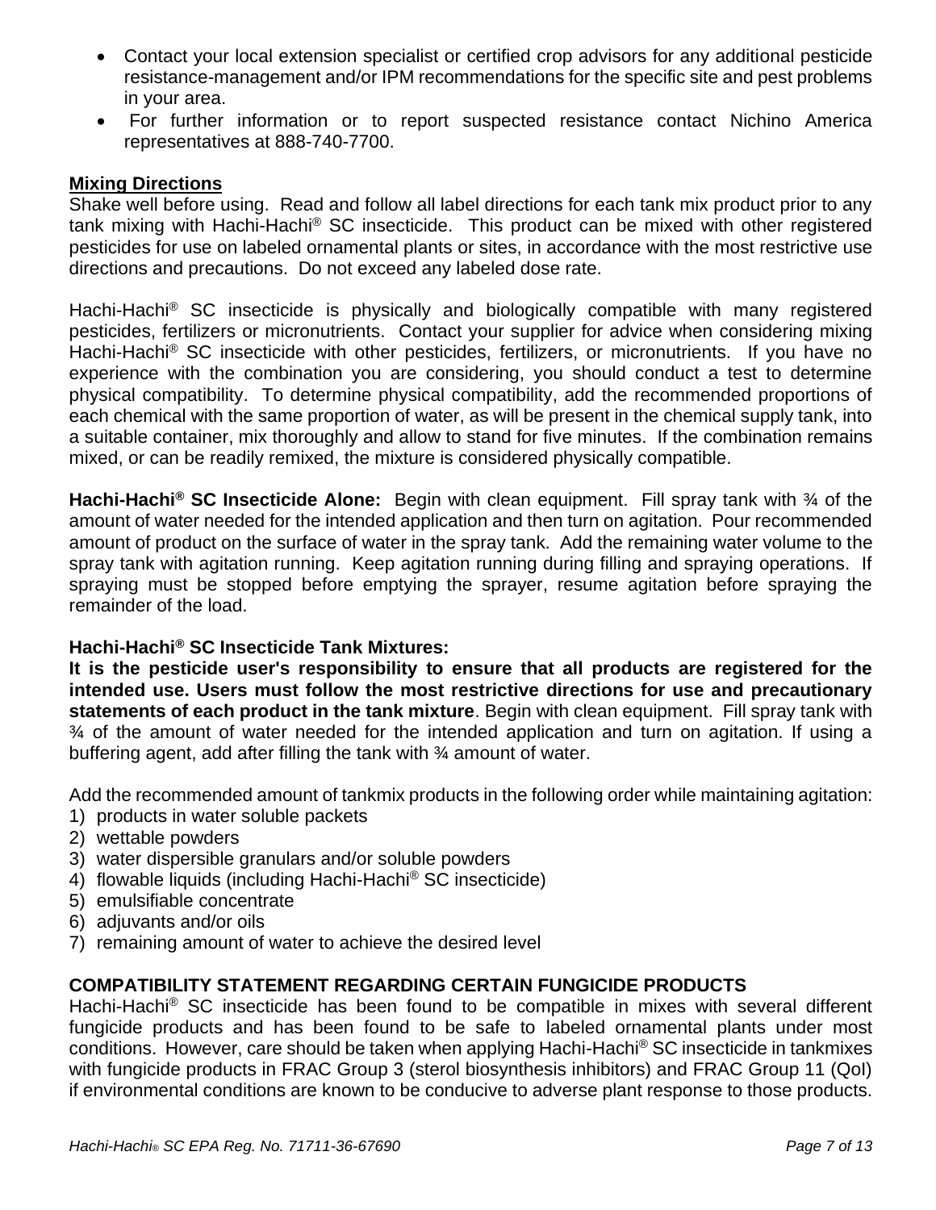- Contact your local extension specialist or certified crop advisors for any additional pesticide resistance-management and/or IPM recommendations for the specific site and pest problems in your area.
- For further information or to report suspected resistance contact Nichino America representatives at 888-740-7700.

**Mixing Directions**

Shake well before using. Read and follow all label directions for each tank mix product prior to any tank mixing with Hachi-Hachi® SC insecticide. This product can be mixed with other registered pesticides for use on labeled ornamental plants or sites, in accordance with the most restrictive use directions and precautions. Do not exceed any labeled dose rate.

Hachi-Hachi® SC insecticide is physically and biologically compatible with many registered pesticides, fertilizers or micronutrients. Contact your supplier for advice when considering mixing Hachi-Hachi® SC insecticide with other pesticides, fertilizers, or micronutrients. If you have no experience with the combination you are considering, you should conduct a test to determine physical compatibility. To determine physical compatibility, add the recommended proportions of each chemical with the same proportion of water, as will be present in the chemical supply tank, into a suitable container, mix thoroughly and allow to stand for five minutes. If the combination remains mixed, or can be readily remixed, the mixture is considered physically compatible.

**Hachi-Hachi® SC Insecticide Alone:** Begin with clean equipment. Fill spray tank with ¾ of the amount of water needed for the intended application and then turn on agitation. Pour recommended amount of product on the surface of water in the spray tank. Add the remaining water volume to the spray tank with agitation running. Keep agitation running during filling and spraying operations. If spraying must be stopped before emptying the sprayer, resume agitation before spraying the remainder of the load.

**Hachi-Hachi® SC Insecticide Tank Mixtures:**

**It is the pesticide user's responsibility to ensure that all products are registered for the intended use. Users must follow the most restrictive directions for use and precautionary statements of each product in the tank mixture**. Begin with clean equipment. Fill spray tank with ¾ of the amount of water needed for the intended application and turn on agitation. If using a buffering agent, add after filling the tank with ¾ amount of water.

Add the recommended amount of tankmix products in the following order while maintaining agitation:

1) products in water soluble packets
2) wettable powders
3) water dispersible granulars and/or soluble powders
4) flowable liquids (including Hachi-Hachi® SC insecticide)
5) emulsifiable concentrate
6) adjuvants and/or oils
7) remaining amount of water to achieve the desired level

**COMPATIBILITY STATEMENT REGARDING CERTAIN FUNGICIDE PRODUCTS**

Hachi-Hachi® SC insecticide has been found to be compatible in mixes with several different fungicide products and has been found to be safe to labeled ornamental plants under most conditions. However, care should be taken when applying Hachi-Hachi® SC insecticide in tankmixes with fungicide products in FRAC Group 3 (sterol biosynthesis inhibitors) and FRAC Group 11 (QoI) if environmental conditions are known to be conducive to adverse plant response to those products.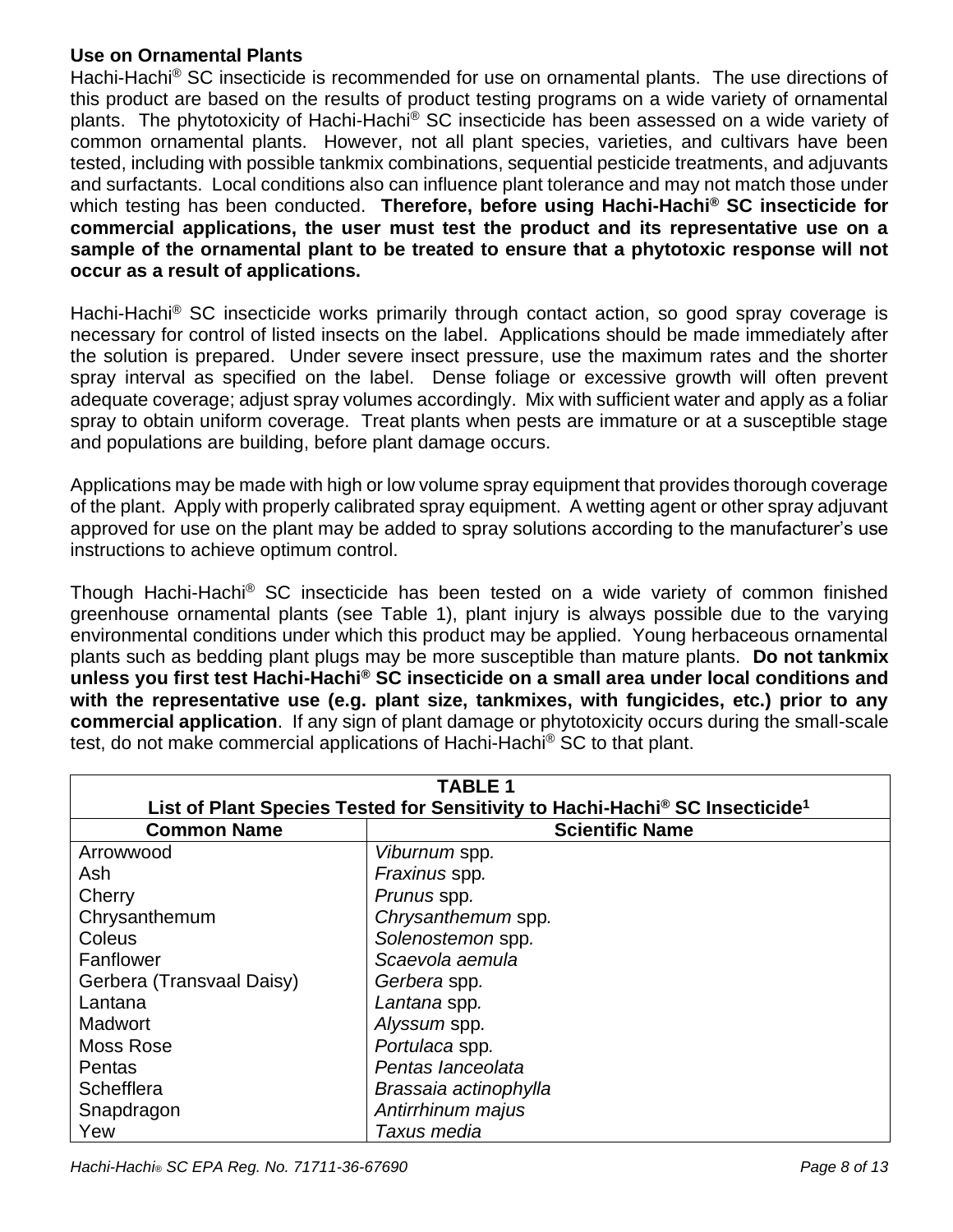## Use on Ornamental Plants

Hachi-Hachi® SC insecticide is recommended for use on ornamental plants. The use directions of this product are based on the results of product testing programs on a wide variety of ornamental plants. The phytotoxicity of Hachi-Hachi® SC insecticide has been assessed on a wide variety of common ornamental plants. However, not all plant species, varieties, and cultivars have been tested, including with possible tankmix combinations, sequential pesticide treatments, and adjuvants and surfactants. Local conditions also can influence plant tolerance and may not match those under which testing has been conducted. **Therefore, before using Hachi-Hachi® SC insecticide for commercial applications, the user must test the product and its representative use on a sample of the ornamental plant to be treated to ensure that a phytotoxic response will not occur as a result of applications.**

Hachi-Hachi® SC insecticide works primarily through contact action, so good spray coverage is necessary for control of listed insects on the label. Applications should be made immediately after the solution is prepared. Under severe insect pressure, use the maximum rates and the shorter spray interval as specified on the label. Dense foliage or excessive growth will often prevent adequate coverage; adjust spray volumes accordingly. Mix with sufficient water and apply as a foliar spray to obtain uniform coverage. Treat plants when pests are immature or at a susceptible stage and populations are building, before plant damage occurs.

Applications may be made with high or low volume spray equipment that provides thorough coverage of the plant. Apply with properly calibrated spray equipment. A wetting agent or other spray adjuvant approved for use on the plant may be added to spray solutions according to the manufacturer's use instructions to achieve optimum control.

Though Hachi-Hachi® SC insecticide has been tested on a wide variety of common finished greenhouse ornamental plants (see Table 1), plant injury is always possible due to the varying environmental conditions under which this product may be applied. Young herbaceous ornamental plants such as bedding plant plugs may be more susceptible than mature plants. **Do not tankmix unless you first test Hachi-Hachi® SC insecticide on a small area under local conditions and with the representative use (e.g. plant size, tankmixes, with fungicides, etc.) prior to any commercial application**. If any sign of plant damage or phytotoxicity occurs during the small-scale test, do not make commercial applications of Hachi-Hachi® SC to that plant.

**TABLE 1**
**List of Plant Species Tested for Sensitivity to Hachi-Hachi® SC Insecticide[1]**

| Common Name | Scientific Name |
|---|---|
| Arrowwood | *Viburnum* spp. |
| Ash | *Fraxinus* spp. |
| Cherry | *Prunus* spp. |
| Chrysanthemum | *Chrysanthemum* spp. |
| Coleus | *Solenostemon* spp. |
| Fanflower | *Scaevola aemula* |
| Gerbera (Transvaal Daisy) | *Gerbera* spp. |
| Lantana | *Lantana* spp. |
| Madwort | *Alyssum* spp. |
| Moss Rose | *Portulaca* spp. |
| Pentas | *Pentas lanceolata* |
| Schefflera | *Brassaia actinophylla* |
| Snapdragon | *Antirrhinum majus* |
| Yew | *Taxus media* |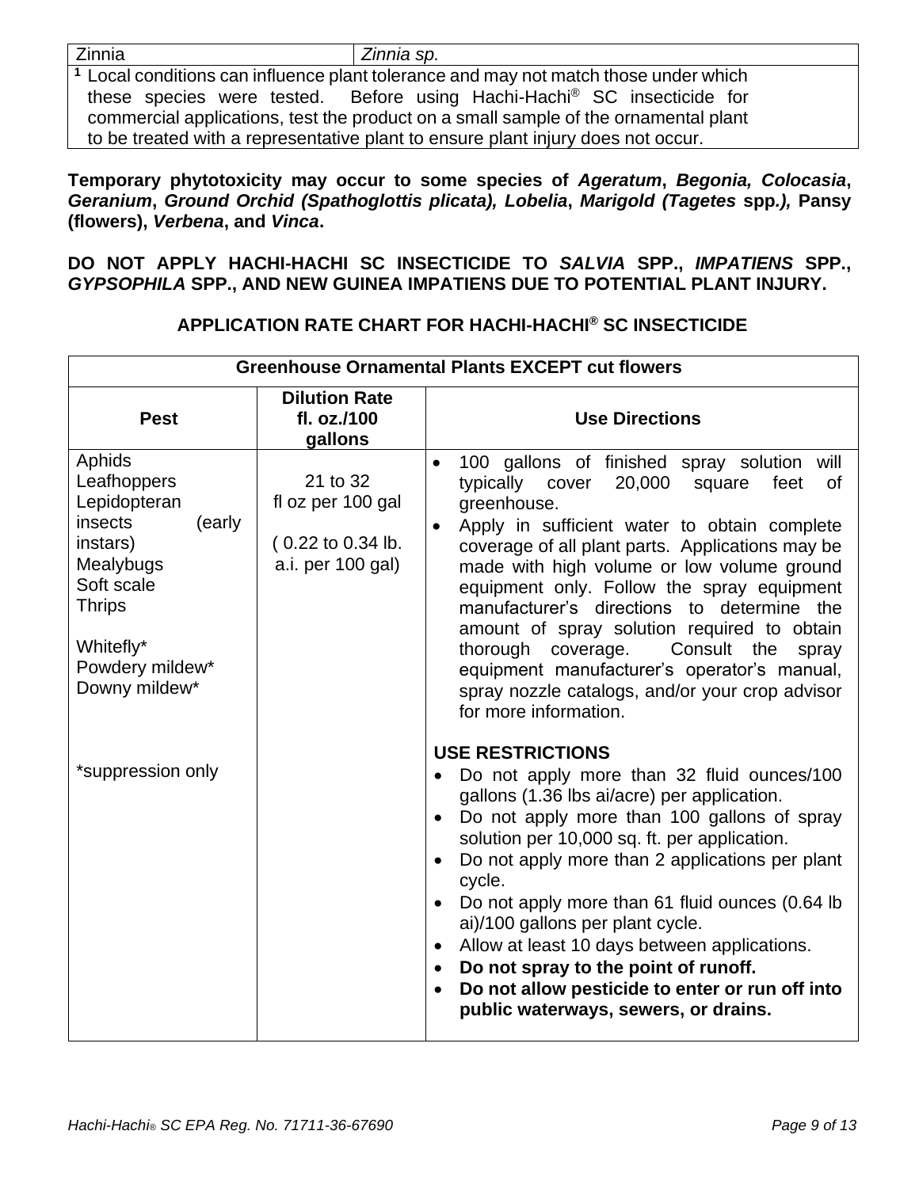| Zinnia | *Zinnia sp.* |
|---|---|

[1] Local conditions can influence plant tolerance and may not match those under which these species were tested. Before using Hachi-Hachi® SC insecticide for commercial applications, test the product on a small sample of the ornamental plant to be treated with a representative plant to ensure plant injury does not occur.

**Temporary phytotoxicity may occur to some species of *Ageratum*, *Begonia, Colocasia*, *Geranium*, *Ground Orchid (Spathoglottis plicata), Lobelia*, *Marigold (Tagetes* spp*.),* Pansy (flowers), *Verbena*, and *Vinca*.**

**DO NOT APPLY HACHI-HACHI SC INSECTICIDE TO *SALVIA* SPP., *IMPATIENS* SPP., *GYPSOPHILA* SPP., AND NEW GUINEA IMPATIENS DUE TO POTENTIAL PLANT INJURY.**

## APPLICATION RATE CHART FOR HACHI-HACHI® SC INSECTICIDE

| Greenhouse Ornamental Plants EXCEPT cut flowers | | |
|---|---|---|
| **Pest** | **Dilution Rate fl. oz./100 gallons** | **Use Directions** |
| Aphids<br>Leafhoppers<br>Lepidopteran insects (early instars)<br>Mealybugs<br>Soft scale<br>Thrips<br><br>Whitefly*<br>Powdery mildew*<br>Downy mildew*<br><br>*suppression only | 21 to 32 fl oz per 100 gal<br><br>( 0.22 to 0.34 lb. a.i. per 100 gal) | • 100 gallons of finished spray solution will typically cover 20,000 square feet of greenhouse.<br>• Apply in sufficient water to obtain complete coverage of all plant parts. Applications may be made with high volume or low volume ground equipment only. Follow the spray equipment manufacturer's directions to determine the amount of spray solution required to obtain thorough coverage. Consult the spray equipment manufacturer's operator's manual, spray nozzle catalogs, and/or your crop advisor for more information.<br><br>**USE RESTRICTIONS**<br>• Do not apply more than 32 fluid ounces/100 gallons (1.36 lbs ai/acre) per application.<br>• Do not apply more than 100 gallons of spray solution per 10,000 sq. ft. per application.<br>• Do not apply more than 2 applications per plant cycle.<br>• Do not apply more than 61 fluid ounces (0.64 lb ai)/100 gallons per plant cycle.<br>• Allow at least 10 days between applications.<br>• **Do not spray to the point of runoff.**<br>• **Do not allow pesticide to enter or run off into public waterways, sewers, or drains.** |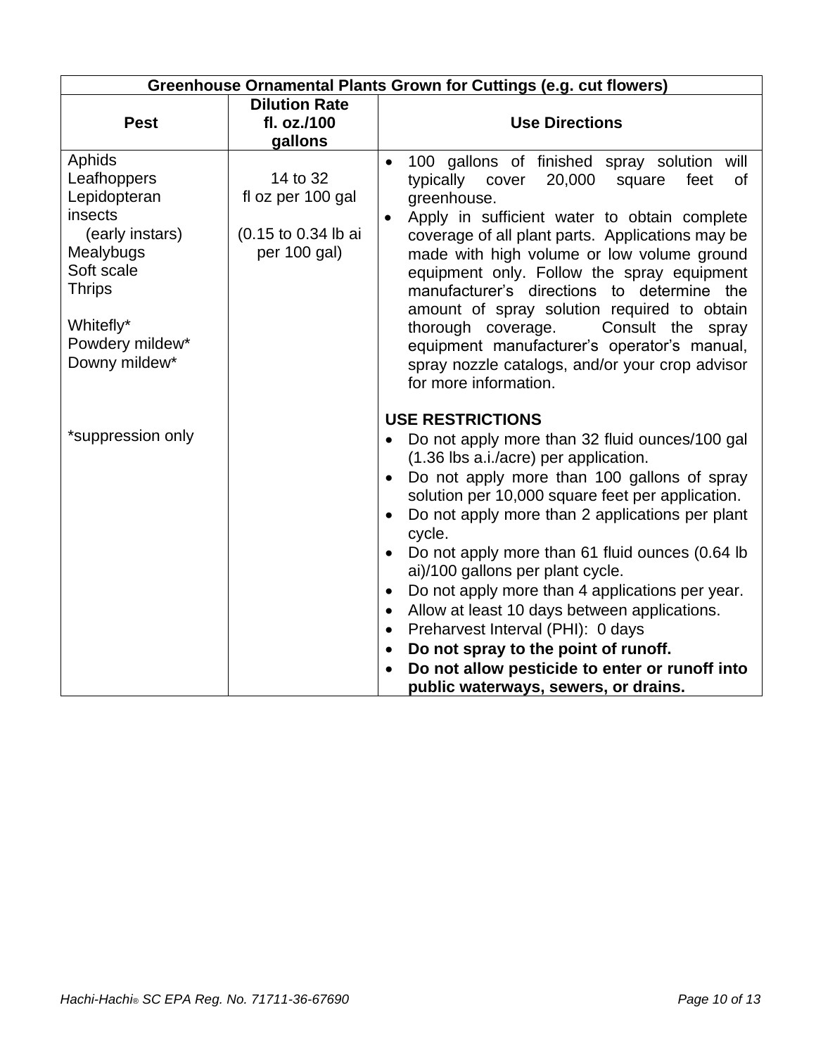| Greenhouse Ornamental Plants Grown for Cuttings (e.g. cut flowers) | | |
|---|---|---|
| **Pest** | **Dilution Rate fl. oz./100 gallons** | **Use Directions** |
| Aphids<br>Leafhoppers<br>Lepidopteran insects (early instars)<br>Mealybugs<br>Soft scale<br>Thrips<br><br>Whitefly*<br>Powdery mildew*<br>Downy mildew*<br><br>*suppression only | 14 to 32 fl oz per 100 gal<br><br>(0.15 to 0.34 lb ai per 100 gal) | • 100 gallons of finished spray solution will typically cover 20,000 square feet of greenhouse.<br>• Apply in sufficient water to obtain complete coverage of all plant parts. Applications may be made with high volume or low volume ground equipment only. Follow the spray equipment manufacturer's directions to determine the amount of spray solution required to obtain thorough coverage. Consult the spray equipment manufacturer's operator's manual, spray nozzle catalogs, and/or your crop advisor for more information.<br><br>**USE RESTRICTIONS**<br>• Do not apply more than 32 fluid ounces/100 gal (1.36 lbs a.i./acre) per application.<br>• Do not apply more than 100 gallons of spray solution per 10,000 square feet per application.<br>• Do not apply more than 2 applications per plant cycle.<br>• Do not apply more than 61 fluid ounces (0.64 lb ai)/100 gallons per plant cycle.<br>• Do not apply more than 4 applications per year.<br>• Allow at least 10 days between applications.<br>• Preharvest Interval (PHI): 0 days<br>• **Do not spray to the point of runoff.**<br>• **Do not allow pesticide to enter or runoff into public waterways, sewers, or drains.** |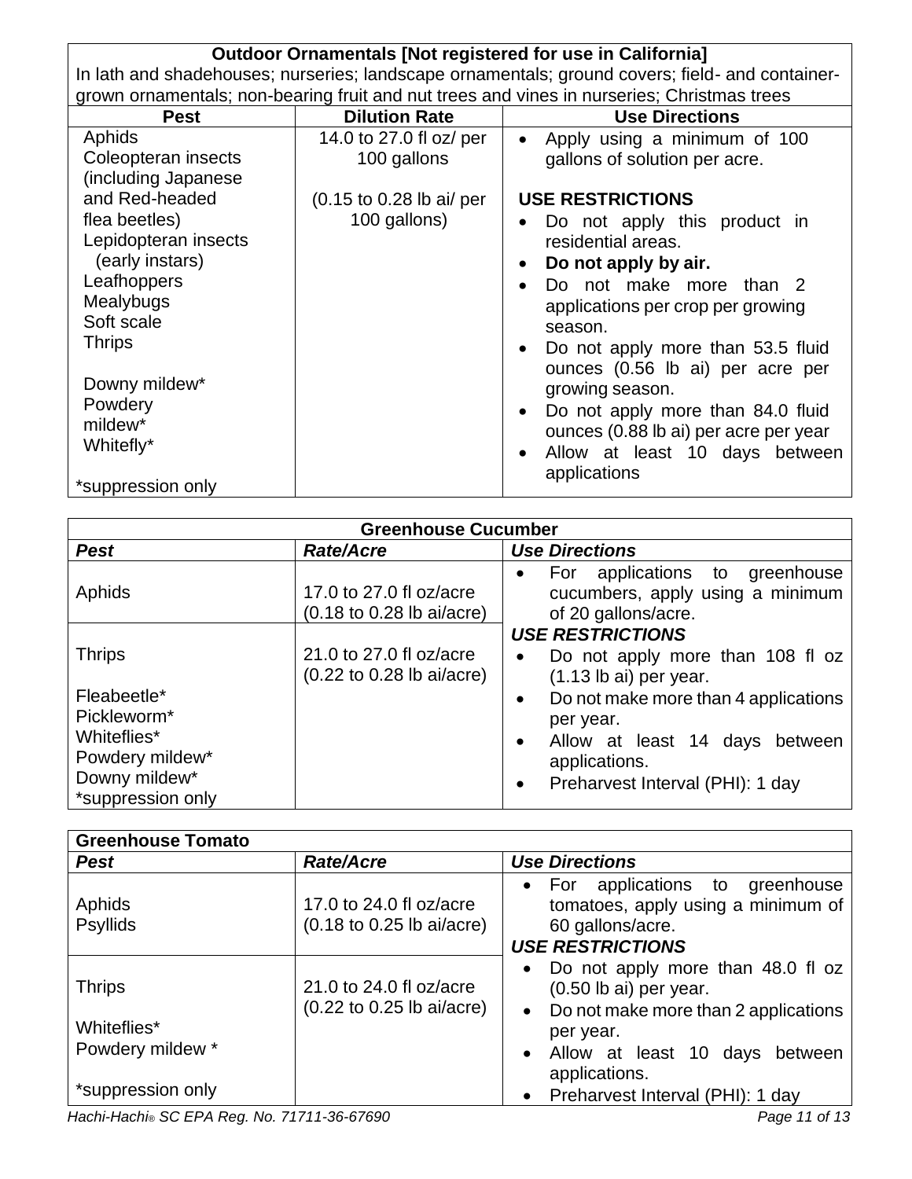| **Outdoor Ornamentals [Not registered for use in California]**<br>In lath and shadehouses; nurseries; landscape ornamentals; ground covers; field- and container-grown ornamentals; non-bearing fruit and nut trees and vines in nurseries; Christmas trees | | |
|---|---|---|
| **Pest** | **Dilution Rate** | **Use Directions** |
| Aphids<br>Coleopteran insects (including Japanese and Red-headed flea beetles)<br>Lepidopteran insects (early instars)<br>Leafhoppers<br>Mealybugs<br>Soft scale<br>Thrips<br><br>Downy mildew*<br>Powdery mildew*<br>Whitefly*<br><br>*suppression only | 14.0 to 27.0 fl oz/ per 100 gallons<br><br>(0.15 to 0.28 lb ai/ per 100 gallons) | • Apply using a minimum of 100 gallons of solution per acre.<br><br>**USE RESTRICTIONS**<br>• Do not apply this product in residential areas.<br>• **Do not apply by air.**<br>• Do not make more than 2 applications per crop per growing season.<br>• Do not apply more than 53.5 fluid ounces (0.56 lb ai) per acre per growing season.<br>• Do not apply more than 84.0 fluid ounces (0.88 lb ai) per acre per year<br>• Allow at least 10 days between applications |

| **Greenhouse Cucumber** | | |
|---|---|---|
| ***Pest*** | ***Rate/Acre*** | ***Use Directions*** |
| Aphids | 17.0 to 27.0 fl oz/acre (0.18 to 0.28 lb ai/acre) | • For applications to greenhouse cucumbers, apply using a minimum of 20 gallons/acre.<br>***USE RESTRICTIONS***<br>• Do not apply more than 108 fl oz (1.13 lb ai) per year.<br>• Do not make more than 4 applications per year.<br>• Allow at least 14 days between applications.<br>• Preharvest Interval (PHI): 1 day |
| Thrips<br><br>Fleabeetle*<br>Pickleworm*<br>Whiteflies*<br>Powdery mildew*<br>Downy mildew*<br>*suppression only | 21.0 to 27.0 fl oz/acre (0.22 to 0.28 lb ai/acre) | |

| **Greenhouse Tomato** | | |
|---|---|---|
| ***Pest*** | ***Rate/Acre*** | ***Use Directions*** |
| Aphids<br>Psyllids | 17.0 to 24.0 fl oz/acre (0.18 to 0.25 lb ai/acre) | • For applications to greenhouse tomatoes, apply using a minimum of 60 gallons/acre.<br>***USE RESTRICTIONS***<br>• Do not apply more than 48.0 fl oz (0.50 lb ai) per year.<br>• Do not make more than 2 applications per year.<br>• Allow at least 10 days between applications.<br>• Preharvest Interval (PHI): 1 day |
| Thrips<br><br>Whiteflies*<br>Powdery mildew *<br><br>*suppression only | 21.0 to 24.0 fl oz/acre (0.22 to 0.25 lb ai/acre) | |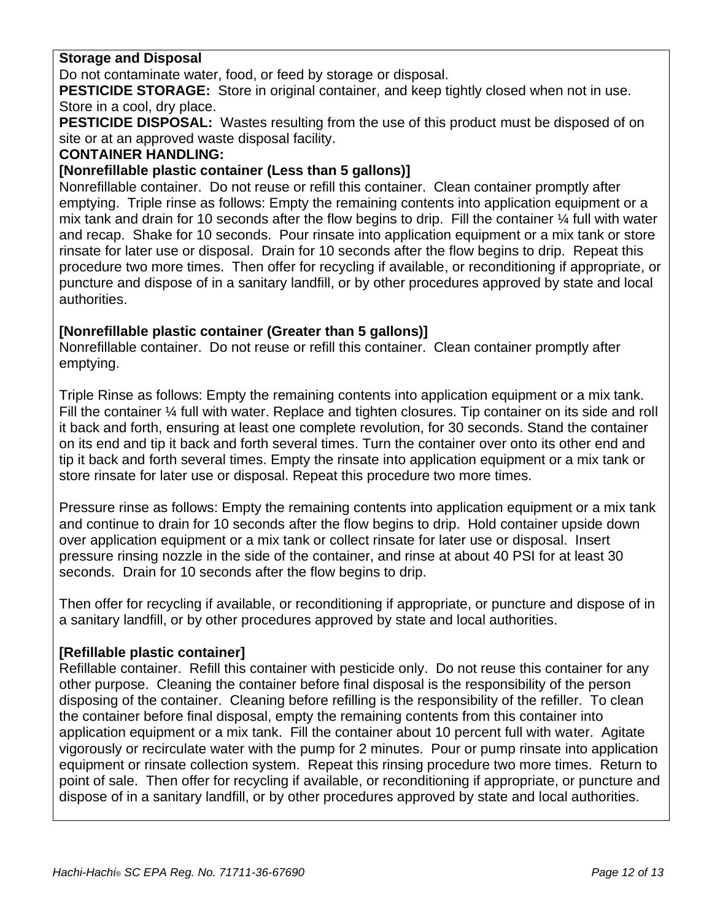**Storage and Disposal**

Do not contaminate water, food, or feed by storage or disposal.

**PESTICIDE STORAGE:** Store in original container, and keep tightly closed when not in use. Store in a cool, dry place.

**PESTICIDE DISPOSAL:** Wastes resulting from the use of this product must be disposed of on site or at an approved waste disposal facility.

**CONTAINER HANDLING:**

**[Nonrefillable plastic container (Less than 5 gallons)]**

Nonrefillable container. Do not reuse or refill this container. Clean container promptly after emptying. Triple rinse as follows: Empty the remaining contents into application equipment or a mix tank and drain for 10 seconds after the flow begins to drip. Fill the container ¼ full with water and recap. Shake for 10 seconds. Pour rinsate into application equipment or a mix tank or store rinsate for later use or disposal. Drain for 10 seconds after the flow begins to drip. Repeat this procedure two more times. Then offer for recycling if available, or reconditioning if appropriate, or puncture and dispose of in a sanitary landfill, or by other procedures approved by state and local authorities.

**[Nonrefillable plastic container (Greater than 5 gallons)]**

Nonrefillable container. Do not reuse or refill this container. Clean container promptly after emptying.

Triple Rinse as follows: Empty the remaining contents into application equipment or a mix tank. Fill the container ¼ full with water. Replace and tighten closures. Tip container on its side and roll it back and forth, ensuring at least one complete revolution, for 30 seconds. Stand the container on its end and tip it back and forth several times. Turn the container over onto its other end and tip it back and forth several times. Empty the rinsate into application equipment or a mix tank or store rinsate for later use or disposal. Repeat this procedure two more times.

Pressure rinse as follows: Empty the remaining contents into application equipment or a mix tank and continue to drain for 10 seconds after the flow begins to drip. Hold container upside down over application equipment or a mix tank or collect rinsate for later use or disposal. Insert pressure rinsing nozzle in the side of the container, and rinse at about 40 PSI for at least 30 seconds. Drain for 10 seconds after the flow begins to drip.

Then offer for recycling if available, or reconditioning if appropriate, or puncture and dispose of in a sanitary landfill, or by other procedures approved by state and local authorities.

**[Refillable plastic container]**

Refillable container. Refill this container with pesticide only. Do not reuse this container for any other purpose. Cleaning the container before final disposal is the responsibility of the person disposing of the container. Cleaning before refilling is the responsibility of the refiller. To clean the container before final disposal, empty the remaining contents from this container into application equipment or a mix tank. Fill the container about 10 percent full with water. Agitate vigorously or recirculate water with the pump for 2 minutes. Pour or pump rinsate into application equipment or rinsate collection system. Repeat this rinsing procedure two more times. Return to point of sale. Then offer for recycling if available, or reconditioning if appropriate, or puncture and dispose of in a sanitary landfill, or by other procedures approved by state and local authorities.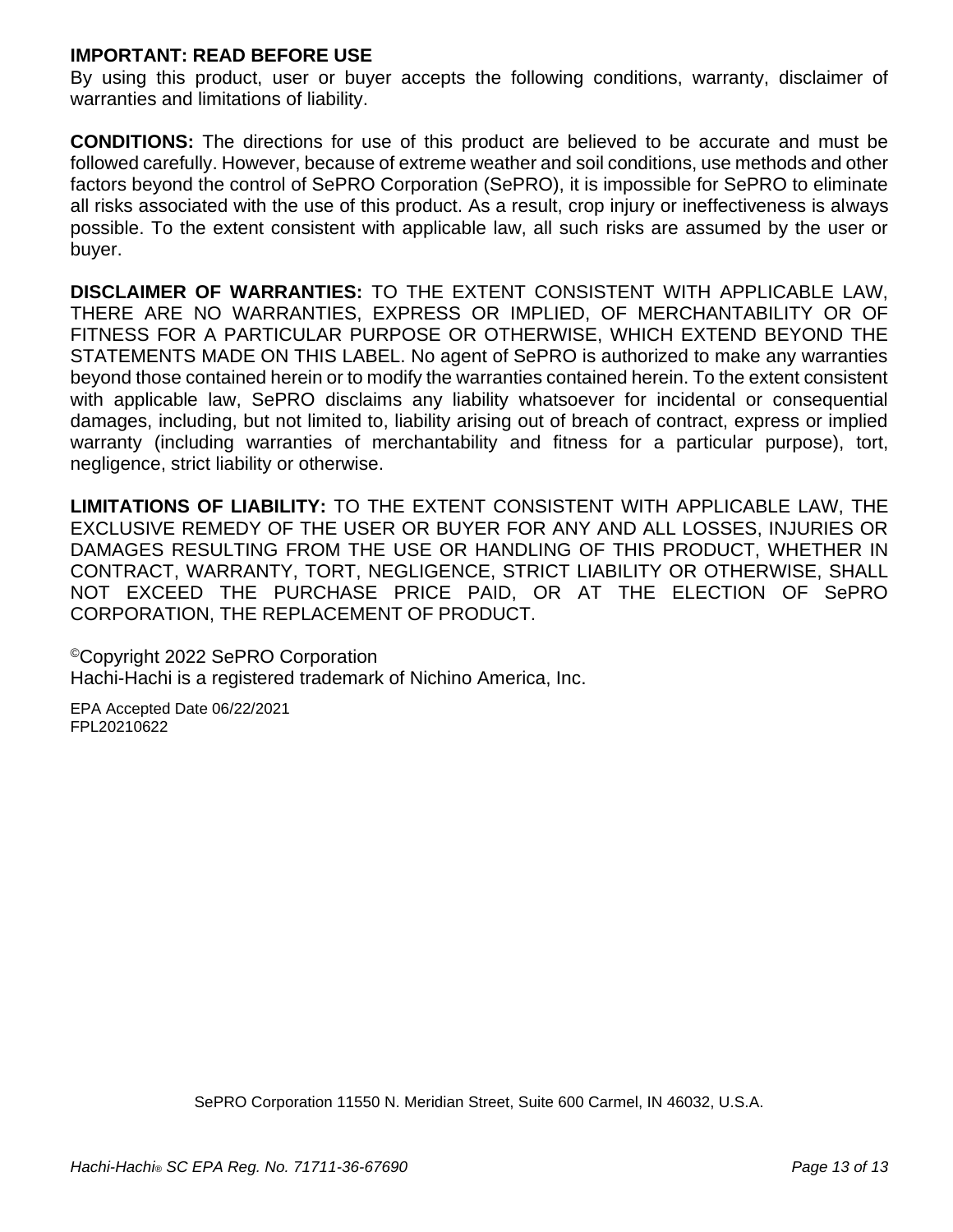**IMPORTANT: READ BEFORE USE**

By using this product, user or buyer accepts the following conditions, warranty, disclaimer of warranties and limitations of liability.

**CONDITIONS:** The directions for use of this product are believed to be accurate and must be followed carefully. However, because of extreme weather and soil conditions, use methods and other factors beyond the control of SePRO Corporation (SePRO), it is impossible for SePRO to eliminate all risks associated with the use of this product. As a result, crop injury or ineffectiveness is always possible. To the extent consistent with applicable law, all such risks are assumed by the user or buyer.

**DISCLAIMER OF WARRANTIES:** TO THE EXTENT CONSISTENT WITH APPLICABLE LAW, THERE ARE NO WARRANTIES, EXPRESS OR IMPLIED, OF MERCHANTABILITY OR OF FITNESS FOR A PARTICULAR PURPOSE OR OTHERWISE, WHICH EXTEND BEYOND THE STATEMENTS MADE ON THIS LABEL. No agent of SePRO is authorized to make any warranties beyond those contained herein or to modify the warranties contained herein. To the extent consistent with applicable law, SePRO disclaims any liability whatsoever for incidental or consequential damages, including, but not limited to, liability arising out of breach of contract, express or implied warranty (including warranties of merchantability and fitness for a particular purpose), tort, negligence, strict liability or otherwise.

**LIMITATIONS OF LIABILITY:** TO THE EXTENT CONSISTENT WITH APPLICABLE LAW, THE EXCLUSIVE REMEDY OF THE USER OR BUYER FOR ANY AND ALL LOSSES, INJURIES OR DAMAGES RESULTING FROM THE USE OR HANDLING OF THIS PRODUCT, WHETHER IN CONTRACT, WARRANTY, TORT, NEGLIGENCE, STRICT LIABILITY OR OTHERWISE, SHALL NOT EXCEED THE PURCHASE PRICE PAID, OR AT THE ELECTION OF SePRO CORPORATION, THE REPLACEMENT OF PRODUCT.

©Copyright 2022 SePRO Corporation
Hachi-Hachi is a registered trademark of Nichino America, Inc.

EPA Accepted Date 06/22/2021
FPL20210622

SePRO Corporation 11550 N. Meridian Street, Suite 600 Carmel, IN 46032, U.S.A.